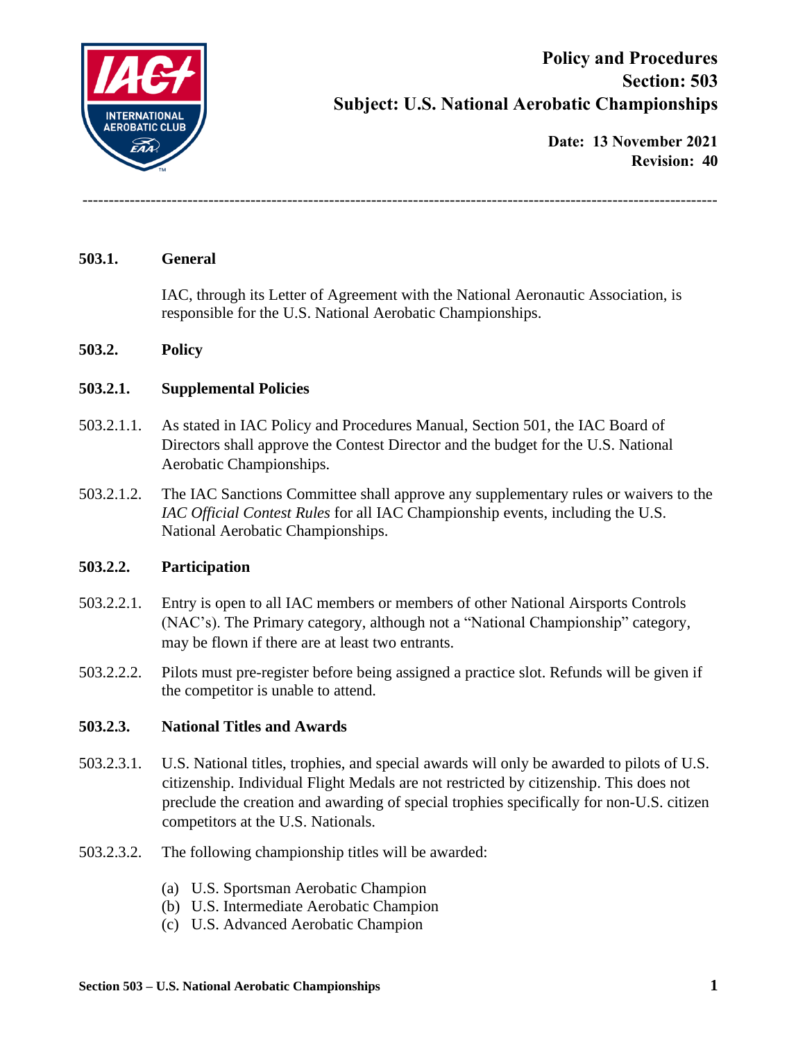**Policy and Procedures**
**Section: 503**
**Subject: U.S. National Aerobatic Championships**

**Date: 13 November 2021**
**Revision: 40**

---

## 503.1. General

IAC, through its Letter of Agreement with the National Aeronautic Association, is responsible for the U.S. National Aerobatic Championships.

## 503.2. Policy

### 503.2.1. Supplemental Policies

503.2.1.1. As stated in IAC Policy and Procedures Manual, Section 501, the IAC Board of Directors shall approve the Contest Director and the budget for the U.S. National Aerobatic Championships.

503.2.1.2. The IAC Sanctions Committee shall approve any supplementary rules or waivers to the *IAC Official Contest Rules* for all IAC Championship events, including the U.S. National Aerobatic Championships.

### 503.2.2. Participation

503.2.2.1. Entry is open to all IAC members or members of other National Airsports Controls (NAC's). The Primary category, although not a "National Championship" category, may be flown if there are at least two entrants.

503.2.2.2. Pilots must pre-register before being assigned a practice slot. Refunds will be given if the competitor is unable to attend.

### 503.2.3. National Titles and Awards

503.2.3.1. U.S. National titles, trophies, and special awards will only be awarded to pilots of U.S. citizenship. Individual Flight Medals are not restricted by citizenship. This does not preclude the creation and awarding of special trophies specifically for non-U.S. citizen competitors at the U.S. Nationals.

503.2.3.2. The following championship titles will be awarded:

(a) U.S. Sportsman Aerobatic Champion
(b) U.S. Intermediate Aerobatic Champion
(c) U.S. Advanced Aerobatic Champion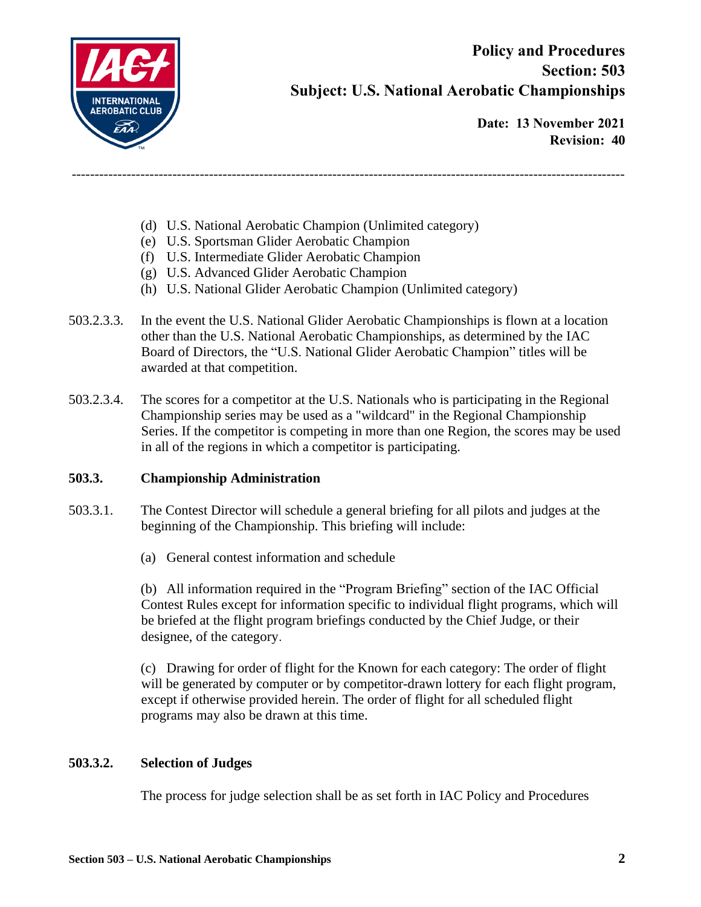(d) U.S. National Aerobatic Champion (Unlimited category)
(e) U.S. Sportsman Glider Aerobatic Champion
(f) U.S. Intermediate Glider Aerobatic Champion
(g) U.S. Advanced Glider Aerobatic Champion
(h) U.S. National Glider Aerobatic Champion (Unlimited category)

503.2.3.3. In the event the U.S. National Glider Aerobatic Championships is flown at a location other than the U.S. National Aerobatic Championships, as determined by the IAC Board of Directors, the "U.S. National Glider Aerobatic Champion" titles will be awarded at that competition.

503.2.3.4. The scores for a competitor at the U.S. Nationals who is participating in the Regional Championship series may be used as a "wildcard" in the Regional Championship Series. If the competitor is competing in more than one Region, the scores may be used in all of the regions in which a competitor is participating.

## 503.3. Championship Administration

503.3.1. The Contest Director will schedule a general briefing for all pilots and judges at the beginning of the Championship. This briefing will include:

(a) General contest information and schedule

(b) All information required in the "Program Briefing" section of the IAC Official Contest Rules except for information specific to individual flight programs, which will be briefed at the flight program briefings conducted by the Chief Judge, or their designee, of the category.

(c) Drawing for order of flight for the Known for each category: The order of flight will be generated by computer or by competitor-drawn lottery for each flight program, except if otherwise provided herein. The order of flight for all scheduled flight programs may also be drawn at this time.

### 503.3.2. Selection of Judges

The process for judge selection shall be as set forth in IAC Policy and Procedures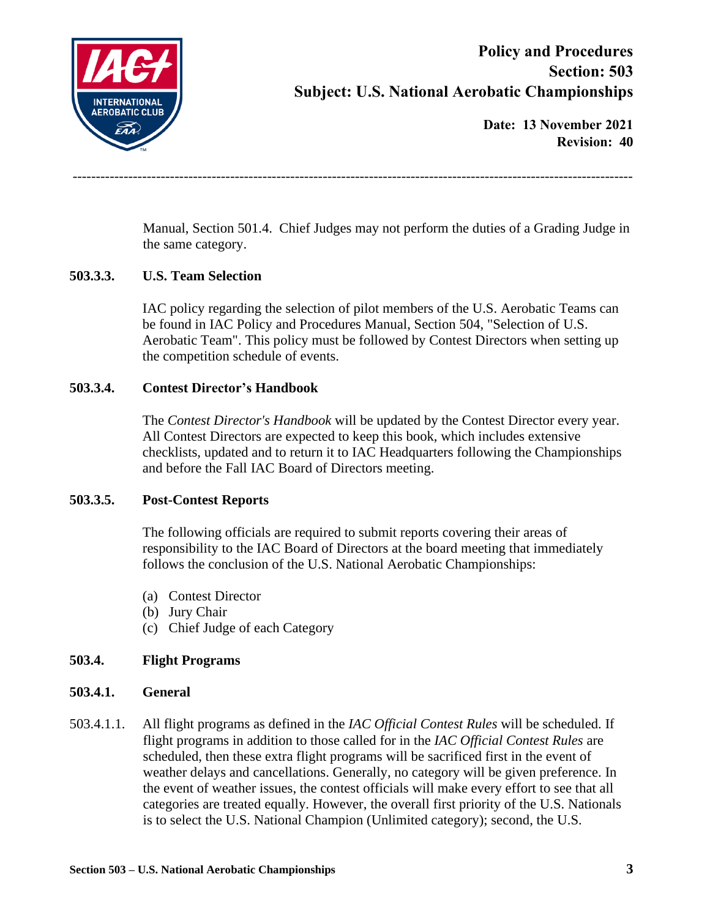Manual, Section 501.4. Chief Judges may not perform the duties of a Grading Judge in the same category.

### 503.3.3. U.S. Team Selection

IAC policy regarding the selection of pilot members of the U.S. Aerobatic Teams can be found in IAC Policy and Procedures Manual, Section 504, "Selection of U.S. Aerobatic Team". This policy must be followed by Contest Directors when setting up the competition schedule of events.

### 503.3.4. Contest Director's Handbook

The *Contest Director's Handbook* will be updated by the Contest Director every year. All Contest Directors are expected to keep this book, which includes extensive checklists, updated and to return it to IAC Headquarters following the Championships and before the Fall IAC Board of Directors meeting.

### 503.3.5. Post-Contest Reports

The following officials are required to submit reports covering their areas of responsibility to the IAC Board of Directors at the board meeting that immediately follows the conclusion of the U.S. National Aerobatic Championships:

(a) Contest Director
(b) Jury Chair
(c) Chief Judge of each Category

## 503.4. Flight Programs

### 503.4.1. General

503.4.1.1. All flight programs as defined in the *IAC Official Contest Rules* will be scheduled. If flight programs in addition to those called for in the *IAC Official Contest Rules* are scheduled, then these extra flight programs will be sacrificed first in the event of weather delays and cancellations. Generally, no category will be given preference. In the event of weather issues, the contest officials will make every effort to see that all categories are treated equally. However, the overall first priority of the U.S. Nationals is to select the U.S. National Champion (Unlimited category); second, the U.S.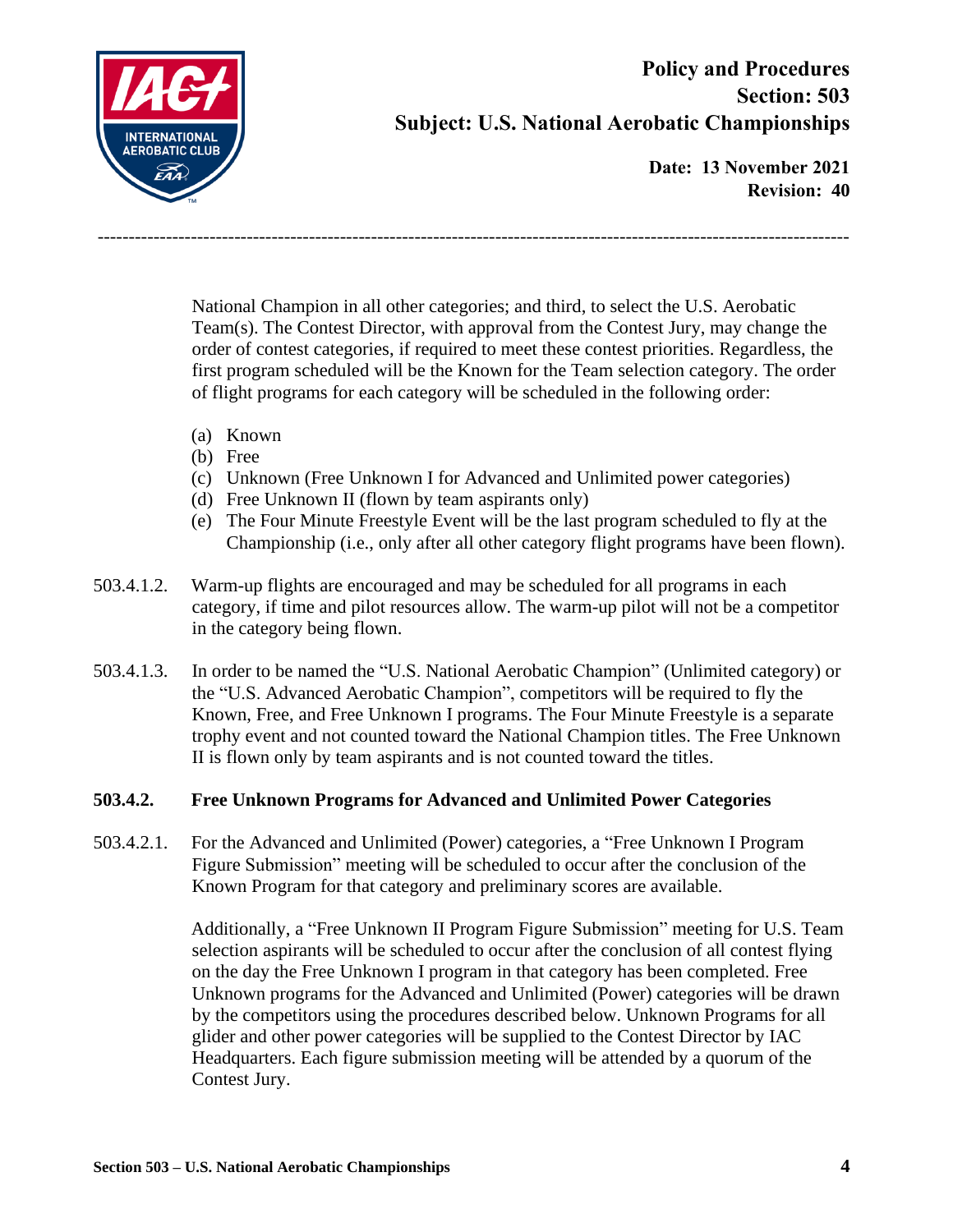National Champion in all other categories; and third, to select the U.S. Aerobatic Team(s). The Contest Director, with approval from the Contest Jury, may change the order of contest categories, if required to meet these contest priorities. Regardless, the first program scheduled will be the Known for the Team selection category. The order of flight programs for each category will be scheduled in the following order:

(a) Known
(b) Free
(c) Unknown (Free Unknown I for Advanced and Unlimited power categories)
(d) Free Unknown II (flown by team aspirants only)
(e) The Four Minute Freestyle Event will be the last program scheduled to fly at the Championship (i.e., only after all other category flight programs have been flown).

503.4.1.2. Warm-up flights are encouraged and may be scheduled for all programs in each category, if time and pilot resources allow. The warm-up pilot will not be a competitor in the category being flown.

503.4.1.3. In order to be named the "U.S. National Aerobatic Champion" (Unlimited category) or the "U.S. Advanced Aerobatic Champion", competitors will be required to fly the Known, Free, and Free Unknown I programs. The Four Minute Freestyle is a separate trophy event and not counted toward the National Champion titles. The Free Unknown II is flown only by team aspirants and is not counted toward the titles.

### 503.4.2. Free Unknown Programs for Advanced and Unlimited Power Categories

503.4.2.1. For the Advanced and Unlimited (Power) categories, a "Free Unknown I Program Figure Submission" meeting will be scheduled to occur after the conclusion of the Known Program for that category and preliminary scores are available.

Additionally, a "Free Unknown II Program Figure Submission" meeting for U.S. Team selection aspirants will be scheduled to occur after the conclusion of all contest flying on the day the Free Unknown I program in that category has been completed. Free Unknown programs for the Advanced and Unlimited (Power) categories will be drawn by the competitors using the procedures described below. Unknown Programs for all glider and other power categories will be supplied to the Contest Director by IAC Headquarters. Each figure submission meeting will be attended by a quorum of the Contest Jury.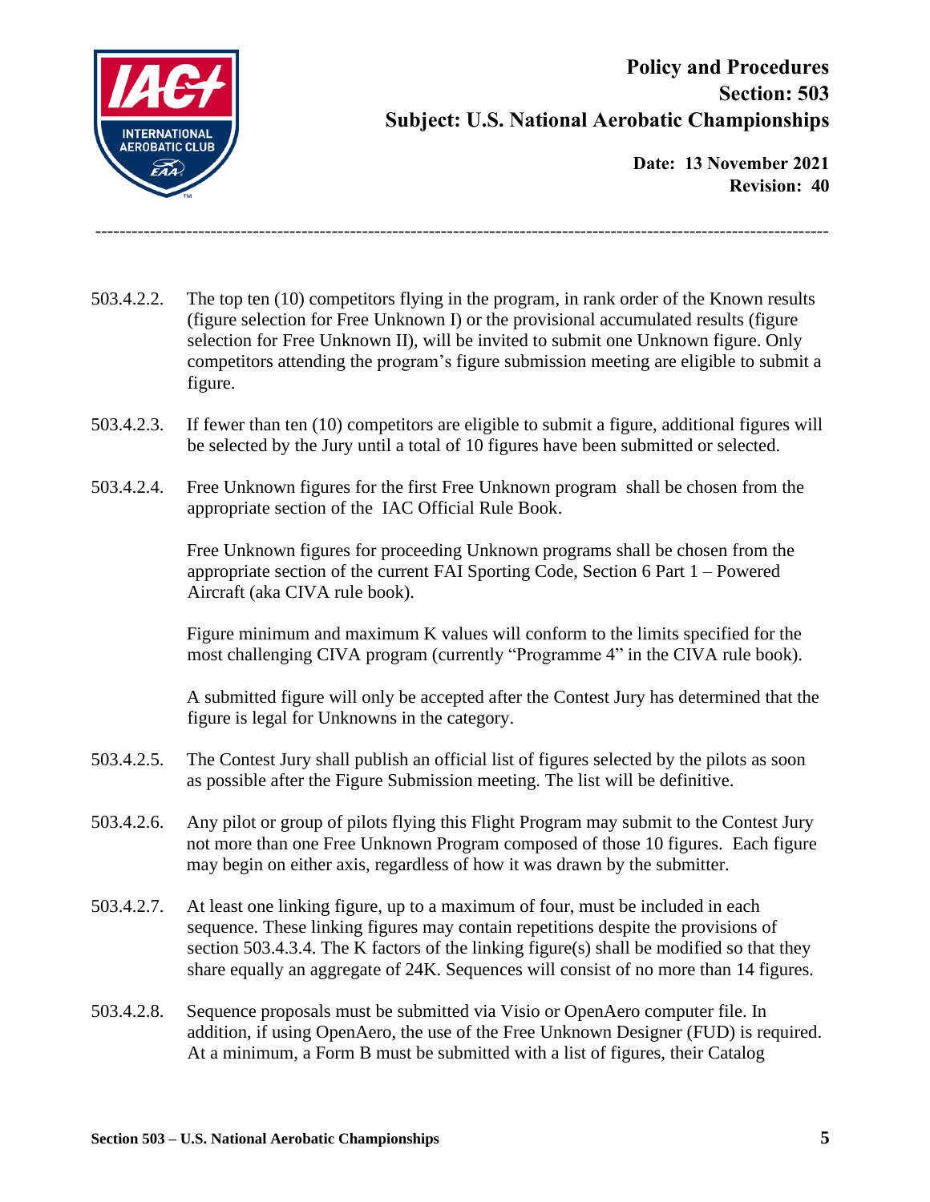503.4.2.2. The top ten (10) competitors flying in the program, in rank order of the Known results (figure selection for Free Unknown I) or the provisional accumulated results (figure selection for Free Unknown II), will be invited to submit one Unknown figure. Only competitors attending the program's figure submission meeting are eligible to submit a figure.

503.4.2.3. If fewer than ten (10) competitors are eligible to submit a figure, additional figures will be selected by the Jury until a total of 10 figures have been submitted or selected.

503.4.2.4. Free Unknown figures for the first Free Unknown program shall be chosen from the appropriate section of the IAC Official Rule Book.

Free Unknown figures for proceeding Unknown programs shall be chosen from the appropriate section of the current FAI Sporting Code, Section 6 Part 1 – Powered Aircraft (aka CIVA rule book).

Figure minimum and maximum K values will conform to the limits specified for the most challenging CIVA program (currently "Programme 4" in the CIVA rule book).

A submitted figure will only be accepted after the Contest Jury has determined that the figure is legal for Unknowns in the category.

503.4.2.5. The Contest Jury shall publish an official list of figures selected by the pilots as soon as possible after the Figure Submission meeting. The list will be definitive.

503.4.2.6. Any pilot or group of pilots flying this Flight Program may submit to the Contest Jury not more than one Free Unknown Program composed of those 10 figures. Each figure may begin on either axis, regardless of how it was drawn by the submitter.

503.4.2.7. At least one linking figure, up to a maximum of four, must be included in each sequence. These linking figures may contain repetitions despite the provisions of section 503.4.3.4. The K factors of the linking figure(s) shall be modified so that they share equally an aggregate of 24K. Sequences will consist of no more than 14 figures.

503.4.2.8. Sequence proposals must be submitted via Visio or OpenAero computer file. In addition, if using OpenAero, the use of the Free Unknown Designer (FUD) is required. At a minimum, a Form B must be submitted with a list of figures, their Catalog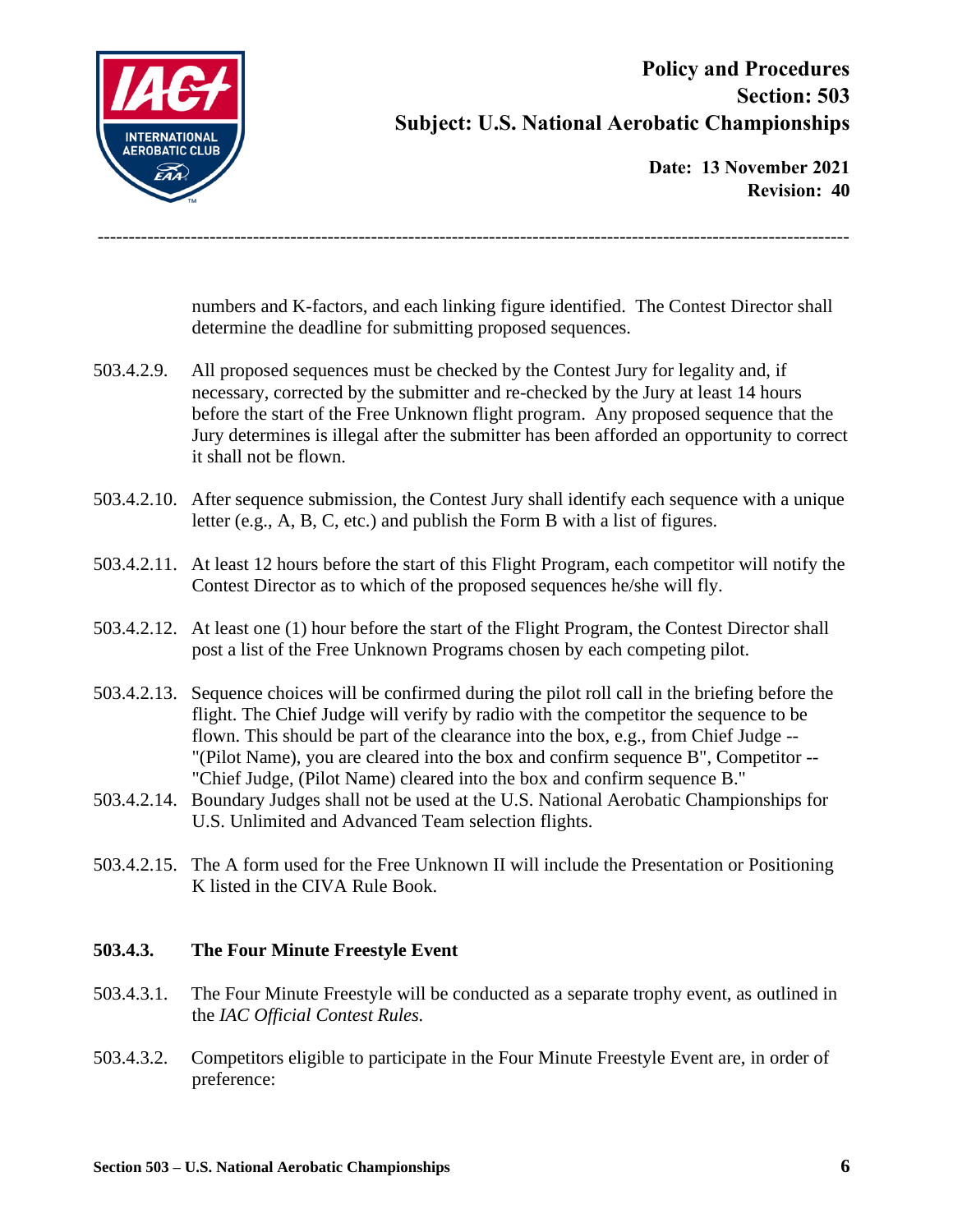numbers and K-factors, and each linking figure identified. The Contest Director shall determine the deadline for submitting proposed sequences.

503.4.2.9. All proposed sequences must be checked by the Contest Jury for legality and, if necessary, corrected by the submitter and re-checked by the Jury at least 14 hours before the start of the Free Unknown flight program. Any proposed sequence that the Jury determines is illegal after the submitter has been afforded an opportunity to correct it shall not be flown.

503.4.2.10. After sequence submission, the Contest Jury shall identify each sequence with a unique letter (e.g., A, B, C, etc.) and publish the Form B with a list of figures.

503.4.2.11. At least 12 hours before the start of this Flight Program, each competitor will notify the Contest Director as to which of the proposed sequences he/she will fly.

503.4.2.12. At least one (1) hour before the start of the Flight Program, the Contest Director shall post a list of the Free Unknown Programs chosen by each competing pilot.

503.4.2.13. Sequence choices will be confirmed during the pilot roll call in the briefing before the flight. The Chief Judge will verify by radio with the competitor the sequence to be flown. This should be part of the clearance into the box, e.g., from Chief Judge -- "(Pilot Name), you are cleared into the box and confirm sequence B", Competitor -- "Chief Judge, (Pilot Name) cleared into the box and confirm sequence B."

503.4.2.14. Boundary Judges shall not be used at the U.S. National Aerobatic Championships for U.S. Unlimited and Advanced Team selection flights.

503.4.2.15. The A form used for the Free Unknown II will include the Presentation or Positioning K listed in the CIVA Rule Book.

### 503.4.3. The Four Minute Freestyle Event

503.4.3.1. The Four Minute Freestyle will be conducted as a separate trophy event, as outlined in the *IAC Official Contest Rules.*

503.4.3.2. Competitors eligible to participate in the Four Minute Freestyle Event are, in order of preference: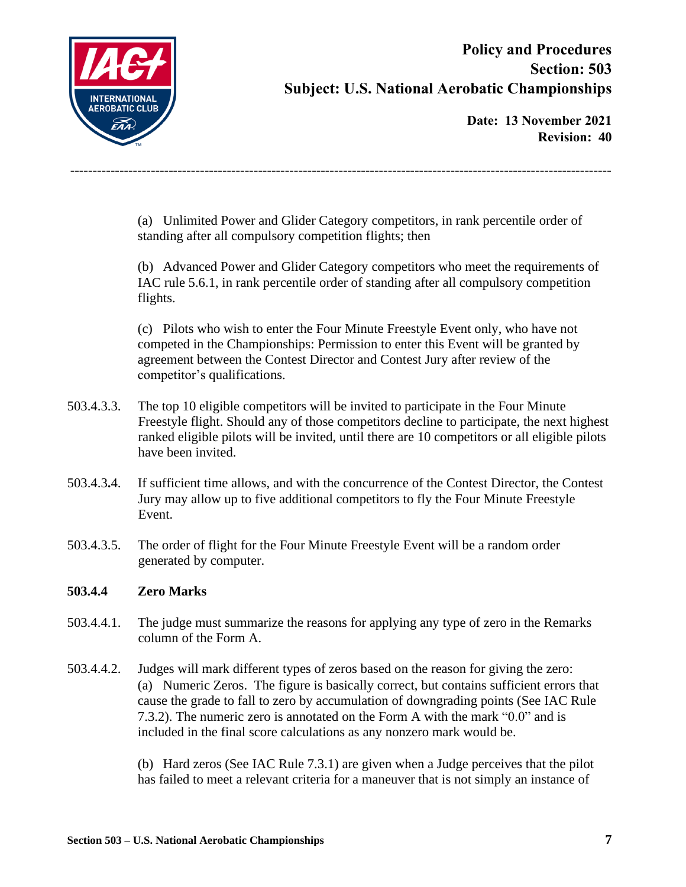(a) Unlimited Power and Glider Category competitors, in rank percentile order of standing after all compulsory competition flights; then

(b) Advanced Power and Glider Category competitors who meet the requirements of IAC rule 5.6.1, in rank percentile order of standing after all compulsory competition flights.

(c) Pilots who wish to enter the Four Minute Freestyle Event only, who have not competed in the Championships: Permission to enter this Event will be granted by agreement between the Contest Director and Contest Jury after review of the competitor's qualifications.

503.4.3.3. The top 10 eligible competitors will be invited to participate in the Four Minute Freestyle flight. Should any of those competitors decline to participate, the next highest ranked eligible pilots will be invited, until there are 10 competitors or all eligible pilots have been invited.

503.4.3.4. If sufficient time allows, and with the concurrence of the Contest Director, the Contest Jury may allow up to five additional competitors to fly the Four Minute Freestyle Event.

503.4.3.5. The order of flight for the Four Minute Freestyle Event will be a random order generated by computer.

**503.4.4 Zero Marks**

503.4.4.1. The judge must summarize the reasons for applying any type of zero in the Remarks column of the Form A.

503.4.4.2. Judges will mark different types of zeros based on the reason for giving the zero:

(a) Numeric Zeros. The figure is basically correct, but contains sufficient errors that cause the grade to fall to zero by accumulation of downgrading points (See IAC Rule 7.3.2). The numeric zero is annotated on the Form A with the mark "0.0" and is included in the final score calculations as any nonzero mark would be.

(b) Hard zeros (See IAC Rule 7.3.1) are given when a Judge perceives that the pilot has failed to meet a relevant criteria for a maneuver that is not simply an instance of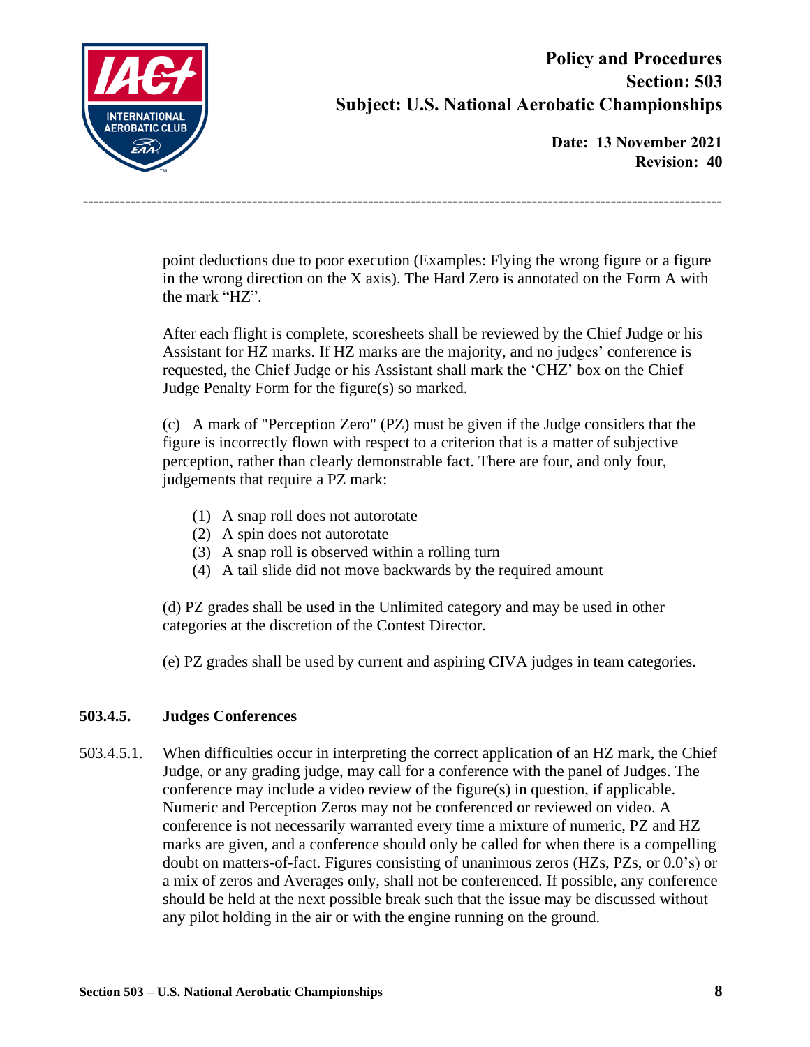point deductions due to poor execution (Examples: Flying the wrong figure or a figure in the wrong direction on the X axis). The Hard Zero is annotated on the Form A with the mark "HZ".

After each flight is complete, scoresheets shall be reviewed by the Chief Judge or his Assistant for HZ marks. If HZ marks are the majority, and no judges' conference is requested, the Chief Judge or his Assistant shall mark the 'CHZ' box on the Chief Judge Penalty Form for the figure(s) so marked.

(c) A mark of "Perception Zero" (PZ) must be given if the Judge considers that the figure is incorrectly flown with respect to a criterion that is a matter of subjective perception, rather than clearly demonstrable fact. There are four, and only four, judgements that require a PZ mark:

(1) A snap roll does not autorotate
(2) A spin does not autorotate
(3) A snap roll is observed within a rolling turn
(4) A tail slide did not move backwards by the required amount

(d) PZ grades shall be used in the Unlimited category and may be used in other categories at the discretion of the Contest Director.

(e) PZ grades shall be used by current and aspiring CIVA judges in team categories.

### 503.4.5. Judges Conferences

503.4.5.1. When difficulties occur in interpreting the correct application of an HZ mark, the Chief Judge, or any grading judge, may call for a conference with the panel of Judges. The conference may include a video review of the figure(s) in question, if applicable. Numeric and Perception Zeros may not be conferenced or reviewed on video. A conference is not necessarily warranted every time a mixture of numeric, PZ and HZ marks are given, and a conference should only be called for when there is a compelling doubt on matters-of-fact. Figures consisting of unanimous zeros (HZs, PZs, or 0.0's) or a mix of zeros and Averages only, shall not be conferenced. If possible, any conference should be held at the next possible break such that the issue may be discussed without any pilot holding in the air or with the engine running on the ground.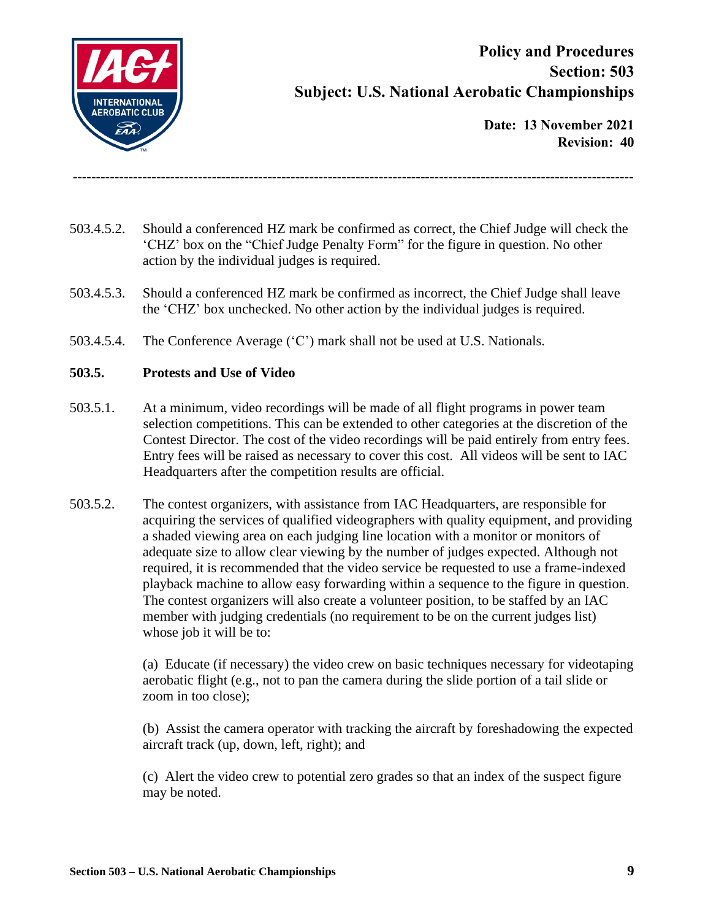503.4.5.2. Should a conferenced HZ mark be confirmed as correct, the Chief Judge will check the 'CHZ' box on the "Chief Judge Penalty Form" for the figure in question. No other action by the individual judges is required.

503.4.5.3. Should a conferenced HZ mark be confirmed as incorrect, the Chief Judge shall leave the 'CHZ' box unchecked. No other action by the individual judges is required.

503.4.5.4. The Conference Average ('C') mark shall not be used at U.S. Nationals.

### 503.5. Protests and Use of Video

503.5.1. At a minimum, video recordings will be made of all flight programs in power team selection competitions. This can be extended to other categories at the discretion of the Contest Director. The cost of the video recordings will be paid entirely from entry fees. Entry fees will be raised as necessary to cover this cost. All videos will be sent to IAC Headquarters after the competition results are official.

503.5.2. The contest organizers, with assistance from IAC Headquarters, are responsible for acquiring the services of qualified videographers with quality equipment, and providing a shaded viewing area on each judging line location with a monitor or monitors of adequate size to allow clear viewing by the number of judges expected. Although not required, it is recommended that the video service be requested to use a frame-indexed playback machine to allow easy forwarding within a sequence to the figure in question. The contest organizers will also create a volunteer position, to be staffed by an IAC member with judging credentials (no requirement to be on the current judges list) whose job it will be to:

(a) Educate (if necessary) the video crew on basic techniques necessary for videotaping aerobatic flight (e.g., not to pan the camera during the slide portion of a tail slide or zoom in too close);

(b) Assist the camera operator with tracking the aircraft by foreshadowing the expected aircraft track (up, down, left, right); and

(c) Alert the video crew to potential zero grades so that an index of the suspect figure may be noted.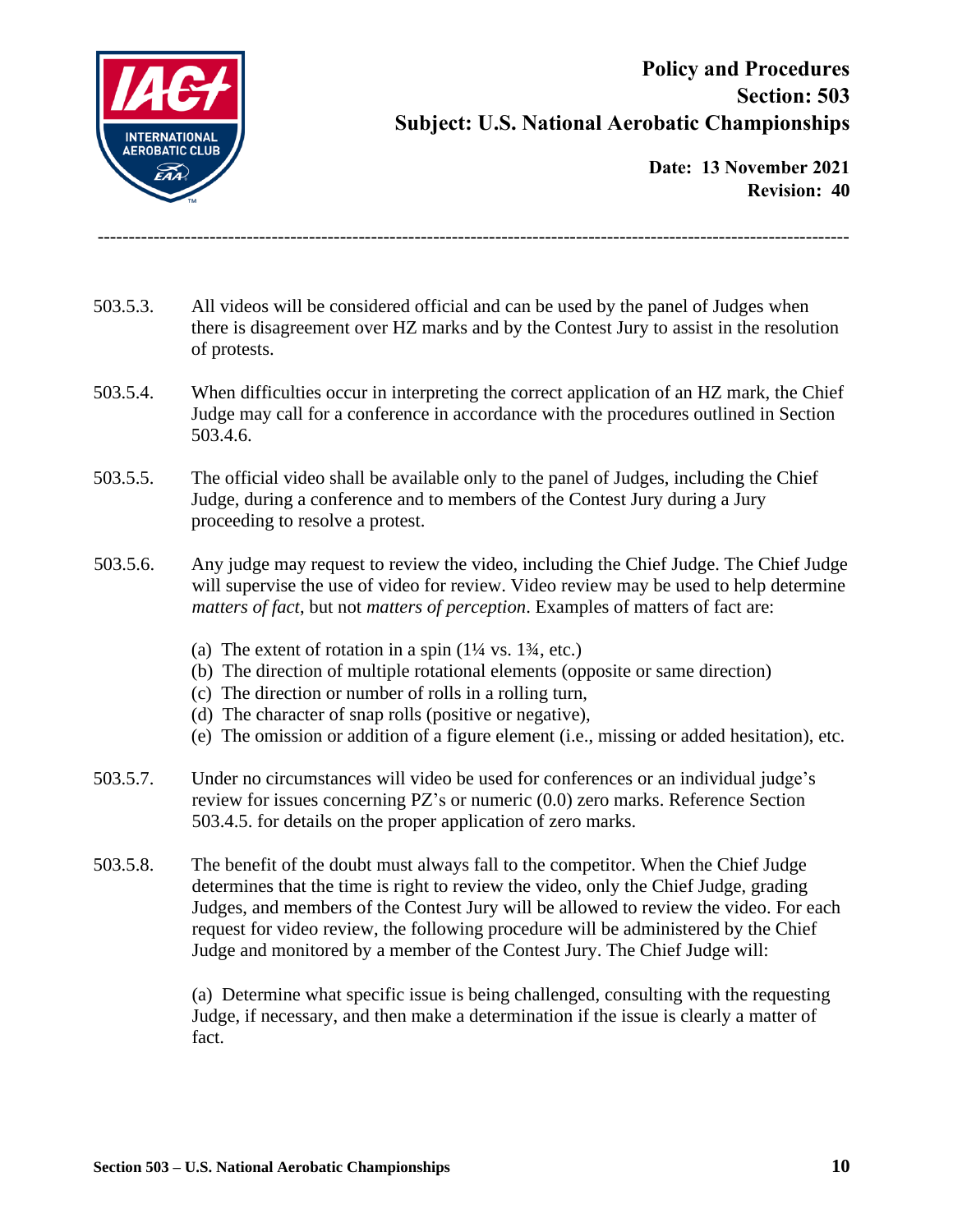503.5.3. All videos will be considered official and can be used by the panel of Judges when there is disagreement over HZ marks and by the Contest Jury to assist in the resolution of protests.

503.5.4. When difficulties occur in interpreting the correct application of an HZ mark, the Chief Judge may call for a conference in accordance with the procedures outlined in Section 503.4.6.

503.5.5. The official video shall be available only to the panel of Judges, including the Chief Judge, during a conference and to members of the Contest Jury during a Jury proceeding to resolve a protest.

503.5.6. Any judge may request to review the video, including the Chief Judge. The Chief Judge will supervise the use of video for review. Video review may be used to help determine *matters of fact*, but not *matters of perception*. Examples of matters of fact are:

- (a) The extent of rotation in a spin (1¼ vs. 1¾, etc.)
- (b) The direction of multiple rotational elements (opposite or same direction)
- (c) The direction or number of rolls in a rolling turn,
- (d) The character of snap rolls (positive or negative),
- (e) The omission or addition of a figure element (i.e., missing or added hesitation), etc.

503.5.7. Under no circumstances will video be used for conferences or an individual judge's review for issues concerning PZ's or numeric (0.0) zero marks. Reference Section 503.4.5. for details on the proper application of zero marks.

503.5.8. The benefit of the doubt must always fall to the competitor. When the Chief Judge determines that the time is right to review the video, only the Chief Judge, grading Judges, and members of the Contest Jury will be allowed to review the video. For each request for video review, the following procedure will be administered by the Chief Judge and monitored by a member of the Contest Jury. The Chief Judge will:

(a) Determine what specific issue is being challenged, consulting with the requesting Judge, if necessary, and then make a determination if the issue is clearly a matter of fact.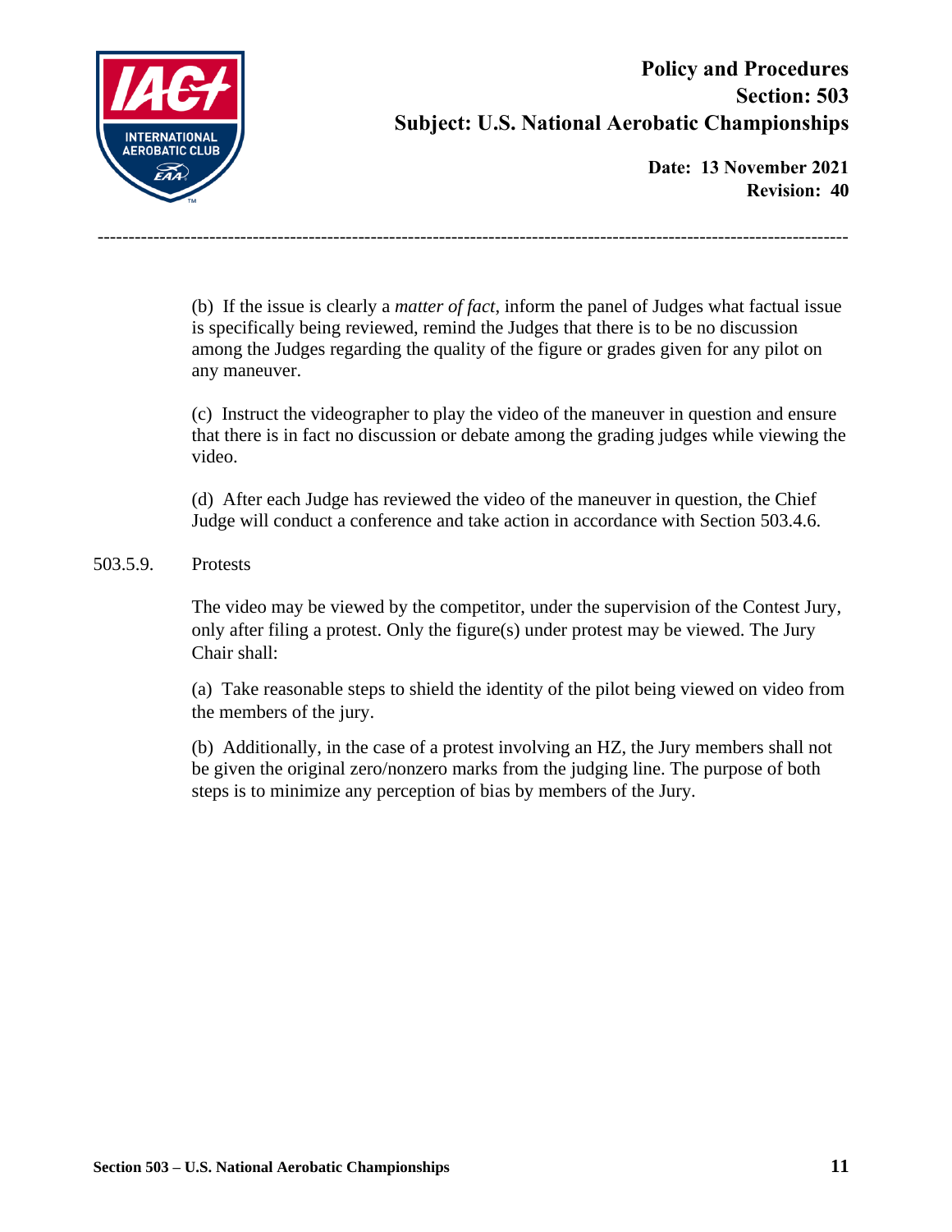(b) If the issue is clearly a *matter of fact*, inform the panel of Judges what factual issue is specifically being reviewed, remind the Judges that there is to be no discussion among the Judges regarding the quality of the figure or grades given for any pilot on any maneuver.

(c) Instruct the videographer to play the video of the maneuver in question and ensure that there is in fact no discussion or debate among the grading judges while viewing the video.

(d) After each Judge has reviewed the video of the maneuver in question, the Chief Judge will conduct a conference and take action in accordance with Section 503.4.6.

503.5.9. Protests

The video may be viewed by the competitor, under the supervision of the Contest Jury, only after filing a protest. Only the figure(s) under protest may be viewed. The Jury Chair shall:

(a) Take reasonable steps to shield the identity of the pilot being viewed on video from the members of the jury.

(b) Additionally, in the case of a protest involving an HZ, the Jury members shall not be given the original zero/nonzero marks from the judging line. The purpose of both steps is to minimize any perception of bias by members of the Jury.